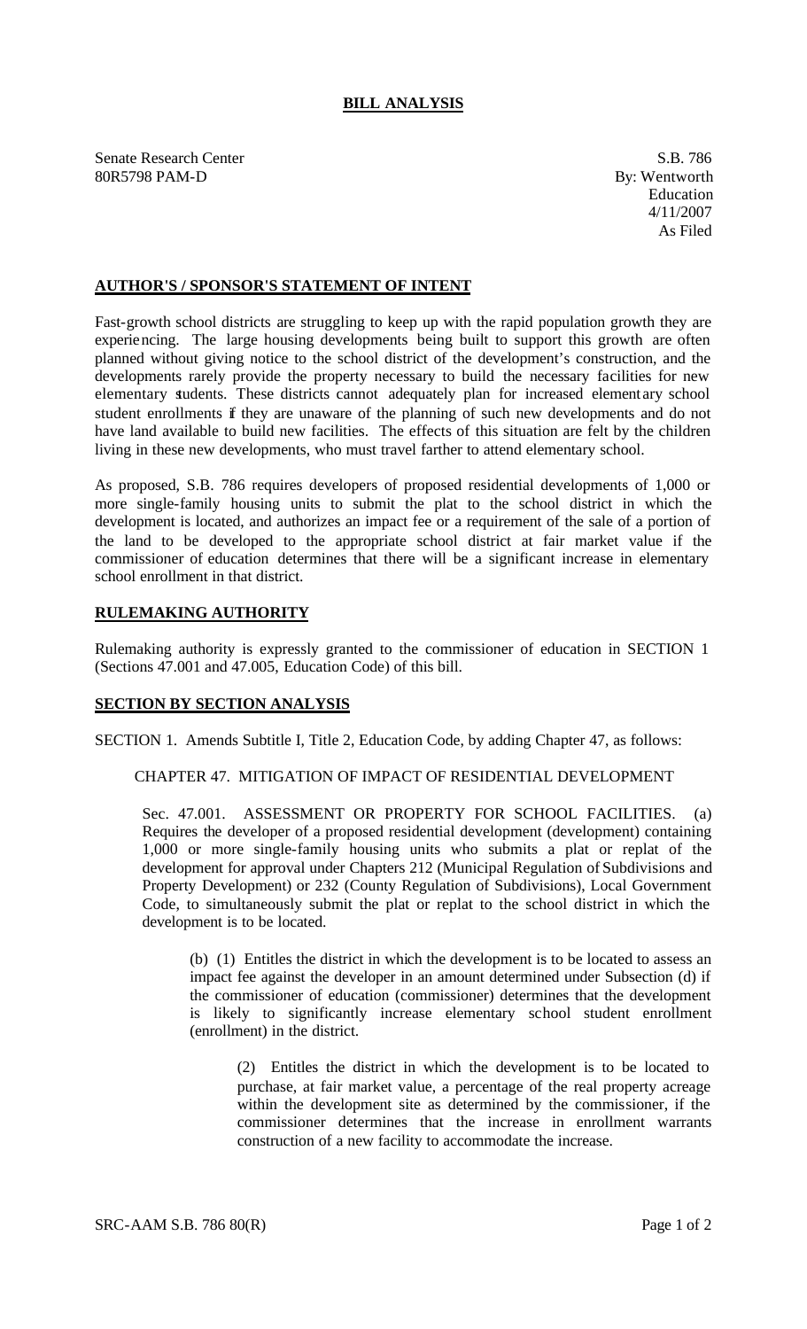# BILL ANALYSIS

Senate Research Center
80R5798 PAM-D

S.B. 786
By: Wentworth
Education
4/11/2007
As Filed

## AUTHOR'S / SPONSOR'S STATEMENT OF INTENT

Fast-growth school districts are struggling to keep up with the rapid population growth they are experiencing. The large housing developments being built to support this growth are often planned without giving notice to the school district of the development's construction, and the developments rarely provide the property necessary to build the necessary facilities for new elementary students. These districts cannot adequately plan for increased elementary school student enrollments if they are unaware of the planning of such new developments and do not have land available to build new facilities. The effects of this situation are felt by the children living in these new developments, who must travel farther to attend elementary school.

As proposed, S.B. 786 requires developers of proposed residential developments of 1,000 or more single-family housing units to submit the plat to the school district in which the development is located, and authorizes an impact fee or a requirement of the sale of a portion of the land to be developed to the appropriate school district at fair market value if the commissioner of education determines that there will be a significant increase in elementary school enrollment in that district.

## RULEMAKING AUTHORITY

Rulemaking authority is expressly granted to the commissioner of education in SECTION 1 (Sections 47.001 and 47.005, Education Code) of this bill.

## SECTION BY SECTION ANALYSIS

SECTION 1. Amends Subtitle I, Title 2, Education Code, by adding Chapter 47, as follows:

CHAPTER 47. MITIGATION OF IMPACT OF RESIDENTIAL DEVELOPMENT

Sec. 47.001. ASSESSMENT OR PROPERTY FOR SCHOOL FACILITIES. (a) Requires the developer of a proposed residential development (development) containing 1,000 or more single-family housing units who submits a plat or replat of the development for approval under Chapters 212 (Municipal Regulation of Subdivisions and Property Development) or 232 (County Regulation of Subdivisions), Local Government Code, to simultaneously submit the plat or replat to the school district in which the development is to be located.

(b) (1) Entitles the district in which the development is to be located to assess an impact fee against the developer in an amount determined under Subsection (d) if the commissioner of education (commissioner) determines that the development is likely to significantly increase elementary school student enrollment (enrollment) in the district.

(2) Entitles the district in which the development is to be located to purchase, at fair market value, a percentage of the real property acreage within the development site as determined by the commissioner, if the commissioner determines that the increase in enrollment warrants construction of a new facility to accommodate the increase.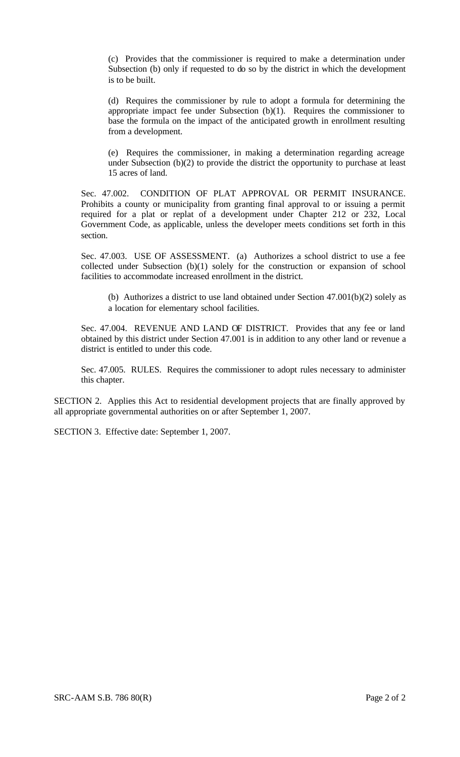(c) Provides that the commissioner is required to make a determination under Subsection (b) only if requested to do so by the district in which the development is to be built.

(d) Requires the commissioner by rule to adopt a formula for determining the appropriate impact fee under Subsection (b)(1). Requires the commissioner to base the formula on the impact of the anticipated growth in enrollment resulting from a development.

(e) Requires the commissioner, in making a determination regarding acreage under Subsection (b)(2) to provide the district the opportunity to purchase at least 15 acres of land.

Sec. 47.002. CONDITION OF PLAT APPROVAL OR PERMIT INSURANCE. Prohibits a county or municipality from granting final approval to or issuing a permit required for a plat or replat of a development under Chapter 212 or 232, Local Government Code, as applicable, unless the developer meets conditions set forth in this section.

Sec. 47.003. USE OF ASSESSMENT. (a) Authorizes a school district to use a fee collected under Subsection (b)(1) solely for the construction or expansion of school facilities to accommodate increased enrollment in the district.

(b) Authorizes a district to use land obtained under Section 47.001(b)(2) solely as a location for elementary school facilities.

Sec. 47.004. REVENUE AND LAND OF DISTRICT. Provides that any fee or land obtained by this district under Section 47.001 is in addition to any other land or revenue a district is entitled to under this code.

Sec. 47.005. RULES. Requires the commissioner to adopt rules necessary to administer this chapter.

SECTION 2. Applies this Act to residential development projects that are finally approved by all appropriate governmental authorities on or after September 1, 2007.

SECTION 3. Effective date: September 1, 2007.